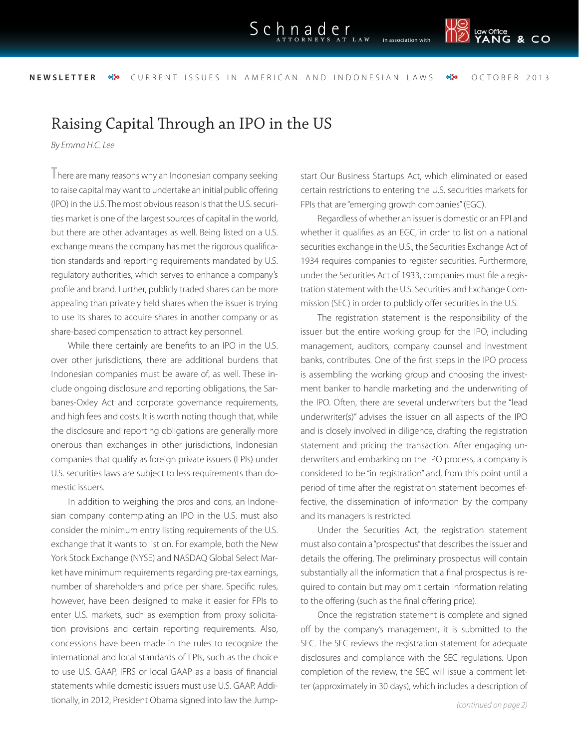# Raising Capital Through an IPO in the US

*By Emma H.C. Lee*

There are many reasons why an Indonesian company seeking to raise capital may want to undertake an initial public offering (IPO) in the U.S. The most obvious reason is that the U.S. securities market is one of the largest sources of capital in the world, but there are other advantages as well. Being listed on a U.S. exchange means the company has met the rigorous qualification standards and reporting requirements mandated by U.S. regulatory authorities, which serves to enhance a company's profile and brand. Further, publicly traded shares can be more appealing than privately held shares when the issuer is trying to use its shares to acquire shares in another company or as share-based compensation to attract key personnel.

While there certainly are benefits to an IPO in the U.S. over other jurisdictions, there are additional burdens that Indonesian companies must be aware of, as well. These include ongoing disclosure and reporting obligations, the Sarbanes-Oxley Act and corporate governance requirements, and high fees and costs. It is worth noting though that, while the disclosure and reporting obligations are generally more onerous than exchanges in other jurisdictions, Indonesian companies that qualify as foreign private issuers (FPIs) under U.S. securities laws are subject to less requirements than domestic issuers.

In addition to weighing the pros and cons, an Indonesian company contemplating an IPO in the U.S. must also consider the minimum entry listing requirements of the U.S. exchange that it wants to list on. For example, both the New York Stock Exchange (NYSE) and NASDAQ Global Select Market have minimum requirements regarding pre-tax earnings, number of shareholders and price per share. Specific rules, however, have been designed to make it easier for FPIs to enter U.S. markets, such as exemption from proxy solicitation provisions and certain reporting requirements. Also, concessions have been made in the rules to recognize the international and local standards of FPIs, such as the choice to use U.S. GAAP, IFRS or local GAAP as a basis of financial statements while domestic issuers must use U.S. GAAP. Additionally, in 2012, President Obama signed into law the Jumpstart Our Business Startups Act, which eliminated or eased certain restrictions to entering the U.S. securities markets for FPIs that are "emerging growth companies" (EGC).

Regardless of whether an issuer is domestic or an FPI and whether it qualifies as an EGC, in order to list on a national securities exchange in the U.S., the Securities Exchange Act of 1934 requires companies to register securities. Furthermore, under the Securities Act of 1933, companies must file a registration statement with the U.S. Securities and Exchange Commission (SEC) in order to publicly offer securities in the U.S.

The registration statement is the responsibility of the issuer but the entire working group for the IPO, including management, auditors, company counsel and investment banks, contributes. One of the first steps in the IPO process is assembling the working group and choosing the investment banker to handle marketing and the underwriting of the IPO. Often, there are several underwriters but the "lead underwriter(s)" advises the issuer on all aspects of the IPO and is closely involved in diligence, drafting the registration statement and pricing the transaction. After engaging underwriters and embarking on the IPO process, a company is considered to be "in registration" and, from this point until a period of time after the registration statement becomes effective, the dissemination of information by the company and its managers is restricted.

Under the Securities Act, the registration statement must also contain a "prospectus" that describes the issuer and details the offering. The preliminary prospectus will contain substantially all the information that a final prospectus is required to contain but may omit certain information relating to the offering (such as the final offering price).

Once the registration statement is complete and signed off by the company's management, it is submitted to the SEC. The SEC reviews the registration statement for adequate disclosures and compliance with the SEC regulations. Upon completion of the review, the SEC will issue a comment letter (approximately in 30 days), which includes a description of

*(continued on page 2)*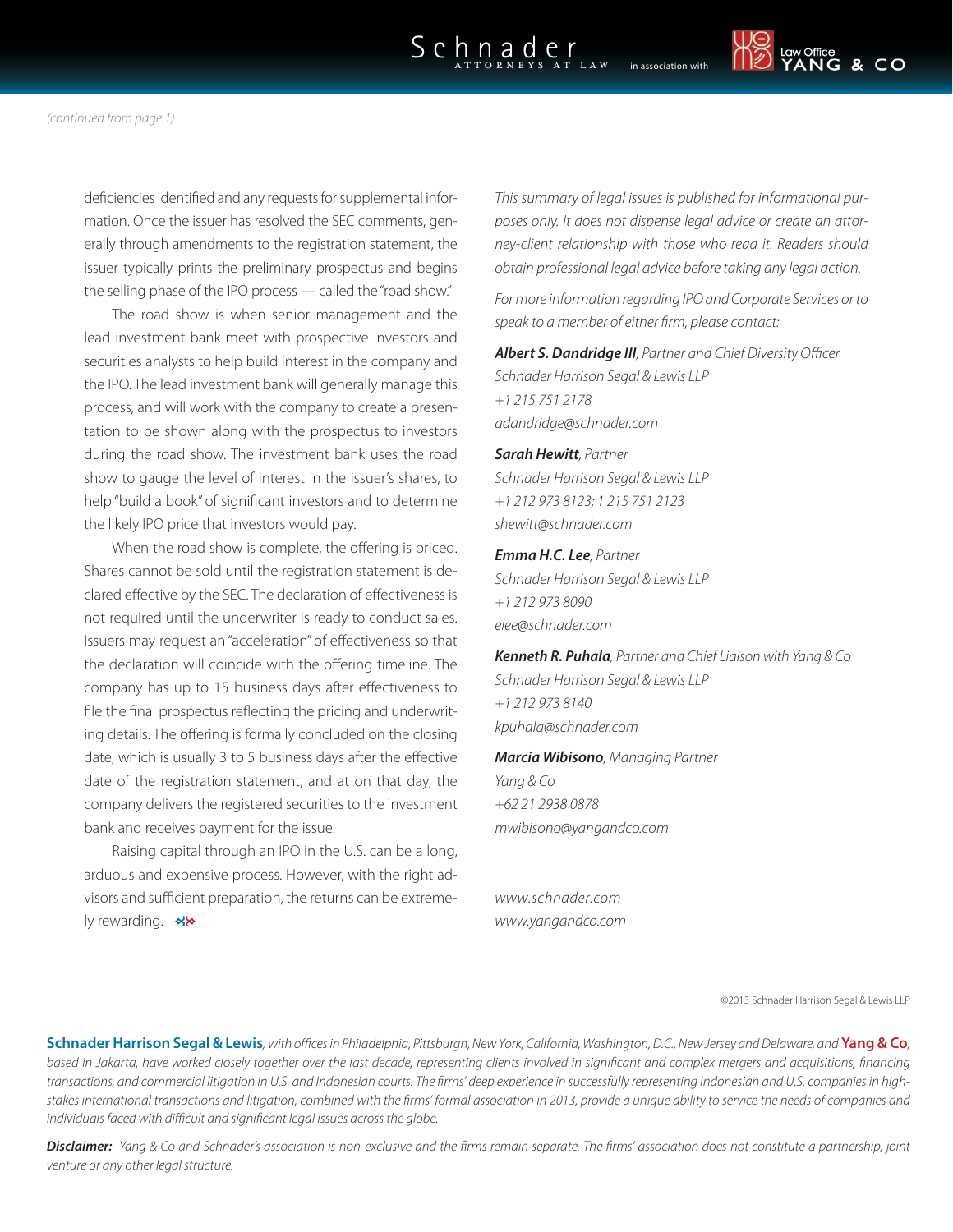*(continued from page 1)*

deficiencies identified and any requests for supplemental information. Once the issuer has resolved the SEC comments, generally through amendments to the registration statement, the issuer typically prints the preliminary prospectus and begins the selling phase of the IPO process — called the "road show."

The road show is when senior management and the lead investment bank meet with prospective investors and securities analysts to help build interest in the company and the IPO. The lead investment bank will generally manage this process, and will work with the company to create a presentation to be shown along with the prospectus to investors during the road show. The investment bank uses the road show to gauge the level of interest in the issuer's shares, to help "build a book" of significant investors and to determine the likely IPO price that investors would pay.

When the road show is complete, the offering is priced. Shares cannot be sold until the registration statement is declared effective by the SEC. The declaration of effectiveness is not required until the underwriter is ready to conduct sales. Issuers may request an "acceleration" of effectiveness so that the declaration will coincide with the offering timeline. The company has up to 15 business days after effectiveness to file the final prospectus reflecting the pricing and underwriting details. The offering is formally concluded on the closing date, which is usually 3 to 5 business days after the effective date of the registration statement, and at on that day, the company delivers the registered securities to the investment bank and receives payment for the issue.

Raising capital through an IPO in the U.S. can be a long, arduous and expensive process. However, with the right advisors and sufficient preparation, the returns can be extremely rewarding.

*This summary of legal issues is published for informational purposes only. It does not dispense legal advice or create an attorney-client relationship with those who read it. Readers should obtain professional legal advice before taking any legal action.*

*For more information regarding IPO and Corporate Services or to speak to a member of either firm, please contact:*

***Albert S. Dandridge III**, Partner and Chief Diversity Officer*
*Schnader Harrison Segal & Lewis LLP*
*+1 215 751 2178*
*adandridge@schnader.com*

***Sarah Hewitt**, Partner*
*Schnader Harrison Segal & Lewis LLP*
*+1 212 973 8123; 1 215 751 2123*
*shewitt@schnader.com*

***Emma H.C. Lee**, Partner*
*Schnader Harrison Segal & Lewis LLP*
*+1 212 973 8090*
*elee@schnader.com*

***Kenneth R. Puhala**, Partner and Chief Liaison with Yang & Co*
*Schnader Harrison Segal & Lewis LLP*
*+1 212 973 8140*
*kpuhala@schnader.com*

***Marcia Wibisono**, Managing Partner*
*Yang & Co*
*+62 21 2938 0878*
*mwibisono@yangandco.com*

*www.schnader.com*
*www.yangandco.com*

©2013 Schnader Harrison Segal & Lewis LLP

**Schnader Harrison Segal & Lewis**, *with offices in Philadelphia, Pittsburgh, New York, California, Washington, D.C., New Jersey and Delaware, and* **Yang & Co**, *based in Jakarta, have worked closely together over the last decade, representing clients involved in significant and complex mergers and acquisitions, financing transactions, and commercial litigation in U.S. and Indonesian courts. The firms' deep experience in successfully representing Indonesian and U.S. companies in high-stakes international transactions and litigation, combined with the firms' formal association in 2013, provide a unique ability to service the needs of companies and individuals faced with difficult and significant legal issues across the globe.*

***Disclaimer:** Yang & Co and Schnader's association is non-exclusive and the firms remain separate. The firms' association does not constitute a partnership, joint venture or any other legal structure.*